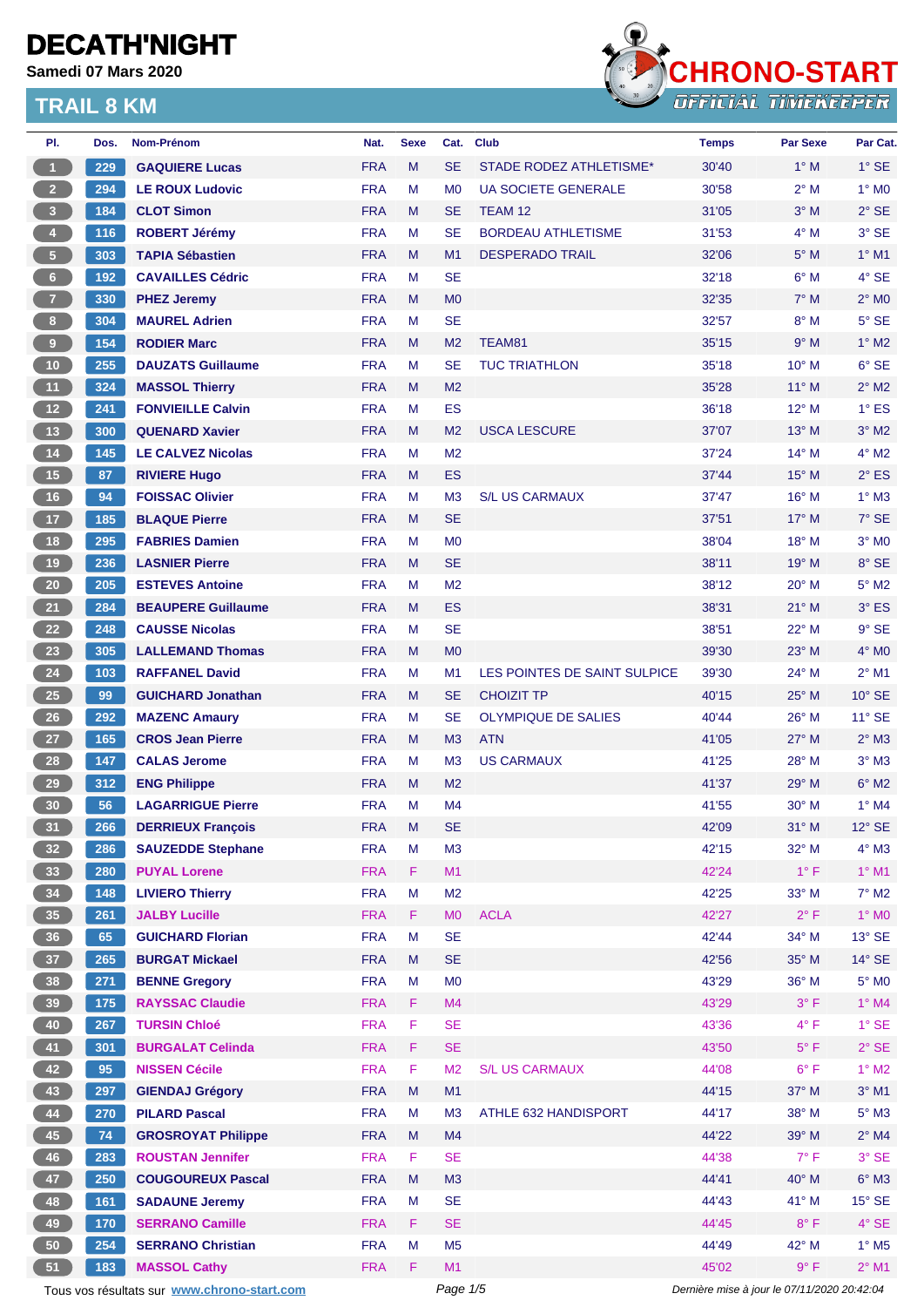# DECATH'NIGHT

**Samedi 07 Mars 2020**

## TRAIL 8 KM

CHRONO-START OFFICIAL TIMEKEEPER

| Pl. | Dos. | Nom-Prénom | Nat. | Sexe | Cat. | Club | Temps | Par Sexe | Par Cat. |
|---|---|---|---|---|---|---|---|---|---|
| 1 | 229 | GAQUIERE Lucas | FRA | M | SE | STADE RODEZ ATHLETISME* | 30'40 | 1° M | 1° SE |
| 2 | 294 | LE ROUX Ludovic | FRA | M | M0 | UA SOCIETE GENERALE | 30'58 | 2° M | 1° M0 |
| 3 | 184 | CLOT Simon | FRA | M | SE | TEAM 12 | 31'05 | 3° M | 2° SE |
| 4 | 116 | ROBERT Jérémy | FRA | M | SE | BORDEAU ATHLETISME | 31'53 | 4° M | 3° SE |
| 5 | 303 | TAPIA Sébastien | FRA | M | M1 | DESPERADO TRAIL | 32'06 | 5° M | 1° M1 |
| 6 | 192 | CAVAILLES Cédric | FRA | M | SE | | 32'18 | 6° M | 4° SE |
| 7 | 330 | PHEZ Jeremy | FRA | M | M0 | | 32'35 | 7° M | 2° M0 |
| 8 | 304 | MAUREL Adrien | FRA | M | SE | | 32'57 | 8° M | 5° SE |
| 9 | 154 | RODIER Marc | FRA | M | M2 | TEAM81 | 35'15 | 9° M | 1° M2 |
| 10 | 255 | DAUZATS Guillaume | FRA | M | SE | TUC TRIATHLON | 35'18 | 10° M | 6° SE |
| 11 | 324 | MASSOL Thierry | FRA | M | M2 | | 35'28 | 11° M | 2° M2 |
| 12 | 241 | FONVIEILLE Calvin | FRA | M | ES | | 36'18 | 12° M | 1° ES |
| 13 | 300 | QUENARD Xavier | FRA | M | M2 | USCA LESCURE | 37'07 | 13° M | 3° M2 |
| 14 | 145 | LE CALVEZ Nicolas | FRA | M | M2 | | 37'24 | 14° M | 4° M2 |
| 15 | 87 | RIVIERE Hugo | FRA | M | ES | | 37'44 | 15° M | 2° ES |
| 16 | 94 | FOISSAC Olivier | FRA | M | M3 | S/L US CARMAUX | 37'47 | 16° M | 1° M3 |
| 17 | 185 | BLAQUE Pierre | FRA | M | SE | | 37'51 | 17° M | 7° SE |
| 18 | 295 | FABRIES Damien | FRA | M | M0 | | 38'04 | 18° M | 3° M0 |
| 19 | 236 | LASNIER Pierre | FRA | M | SE | | 38'11 | 19° M | 8° SE |
| 20 | 205 | ESTEVES Antoine | FRA | M | M2 | | 38'12 | 20° M | 5° M2 |
| 21 | 284 | BEAUPERE Guillaume | FRA | M | ES | | 38'31 | 21° M | 3° ES |
| 22 | 248 | CAUSSE Nicolas | FRA | M | SE | | 38'51 | 22° M | 9° SE |
| 23 | 305 | LALLEMAND Thomas | FRA | M | M0 | | 39'30 | 23° M | 4° M0 |
| 24 | 103 | RAFFANEL David | FRA | M | M1 | LES POINTES DE SAINT SULPICE | 39'30 | 24° M | 2° M1 |
| 25 | 99 | GUICHARD Jonathan | FRA | M | SE | CHOIZIT TP | 40'15 | 25° M | 10° SE |
| 26 | 292 | MAZENC Amaury | FRA | M | SE | OLYMPIQUE DE SALIES | 40'44 | 26° M | 11° SE |
| 27 | 165 | CROS Jean Pierre | FRA | M | M3 | ATN | 41'05 | 27° M | 2° M3 |
| 28 | 147 | CALAS Jerome | FRA | M | M3 | US CARMAUX | 41'25 | 28° M | 3° M3 |
| 29 | 312 | ENG Philippe | FRA | M | M2 | | 41'37 | 29° M | 6° M2 |
| 30 | 56 | LAGARRIGUE Pierre | FRA | M | M4 | | 41'55 | 30° M | 1° M4 |
| 31 | 266 | DERRIEUX François | FRA | M | SE | | 42'09 | 31° M | 12° SE |
| 32 | 286 | SAUZEDDE Stephane | FRA | M | M3 | | 42'15 | 32° M | 4° M3 |
| 33 | 280 | PUYAL Lorene | FRA | F | M1 | | 42'24 | 1° F | 1° M1 |
| 34 | 148 | LIVIERO Thierry | FRA | M | M2 | | 42'25 | 33° M | 7° M2 |
| 35 | 261 | JALBY Lucille | FRA | F | M0 | ACLA | 42'27 | 2° F | 1° M0 |
| 36 | 65 | GUICHARD Florian | FRA | M | SE | | 42'44 | 34° M | 13° SE |
| 37 | 265 | BURGAT Mickael | FRA | M | SE | | 42'56 | 35° M | 14° SE |
| 38 | 271 | BENNE Gregory | FRA | M | M0 | | 43'29 | 36° M | 5° M0 |
| 39 | 175 | RAYSSAC Claudie | FRA | F | M4 | | 43'29 | 3° F | 1° M4 |
| 40 | 267 | TURSIN Chloé | FRA | F | SE | | 43'36 | 4° F | 1° SE |
| 41 | 301 | BURGALAT Celinda | FRA | F | SE | | 43'50 | 5° F | 2° SE |
| 42 | 95 | NISSEN Cécile | FRA | F | M2 | S/L US CARMAUX | 44'08 | 6° F | 1° M2 |
| 43 | 297 | GIENDAJ Grégory | FRA | M | M1 | | 44'15 | 37° M | 3° M1 |
| 44 | 270 | PILARD Pascal | FRA | M | M3 | ATHLE 632 HANDISPORT | 44'17 | 38° M | 5° M3 |
| 45 | 74 | GROSROYAT Philippe | FRA | M | M4 | | 44'22 | 39° M | 2° M4 |
| 46 | 283 | ROUSTAN Jennifer | FRA | F | SE | | 44'38 | 7° F | 3° SE |
| 47 | 250 | COUGOUREUX Pascal | FRA | M | M3 | | 44'41 | 40° M | 6° M3 |
| 48 | 161 | SADAUNE Jeremy | FRA | M | SE | | 44'43 | 41° M | 15° SE |
| 49 | 170 | SERRANO Camille | FRA | F | SE | | 44'45 | 8° F | 4° SE |
| 50 | 254 | SERRANO Christian | FRA | M | M5 | | 44'49 | 42° M | 1° M5 |
| 51 | 183 | MASSOL Cathy | FRA | F | M1 | | 45'02 | 9° F | 2° M1 |

Tous vos résultats sur www.chrono-start.com

*Dernière mise à jour le 07/11/2020 20:42:04*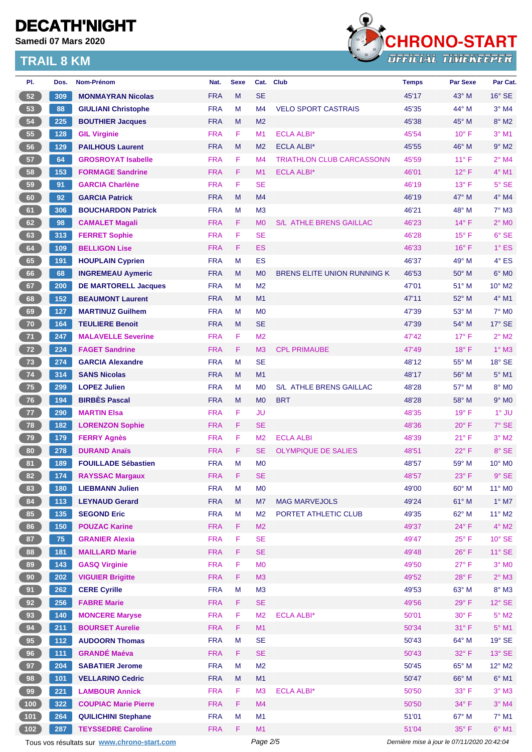# DECATH'NIGHT

**Samedi 07 Mars 2020**

## TRAIL 8 KM

CHRONO-START
OFFICIAL TIMEKEEPER

| Pl. | Dos. | Nom-Prénom | Nat. | Sexe | Cat. | Club | Temps | Par Sexe | Par Cat. |
|---|---|---|---|---|---|---|---|---|---|
| 52 | 309 | **MONMAYRAN Nicolas** | FRA | M | SE | | 45'17 | 43° M | 16° SE |
| 53 | 88 | **GIULIANI Christophe** | FRA | M | M4 | VELO SPORT CASTRAIS | 45'35 | 44° M | 3° M4 |
| 54 | 225 | **BOUTHIER Jacques** | FRA | M | M2 | | 45'38 | 45° M | 8° M2 |
| 55 | 128 | **GIL Virginie** | FRA | F | M1 | ECLA ALBI* | 45'54 | 10° F | 3° M1 |
| 56 | 129 | **PAILHOUS Laurent** | FRA | M | M2 | ECLA ALBI* | 45'55 | 46° M | 9° M2 |
| 57 | 64 | **GROSROYAT Isabelle** | FRA | F | M4 | TRIATHLON CLUB CARCASSONN | 45'59 | 11° F | 2° M4 |
| 58 | 153 | **FORMAGE Sandrine** | FRA | F | M1 | ECLA ALBI* | 46'01 | 12° F | 4° M1 |
| 59 | 91 | **GARCIA Charlène** | FRA | F | SE | | 46'19 | 13° F | 5° SE |
| 60 | 92 | **GARCIA Patrick** | FRA | M | M4 | | 46'19 | 47° M | 4° M4 |
| 61 | 306 | **BOUCHARDON Patrick** | FRA | M | M3 | | 46'21 | 48° M | 7° M3 |
| 62 | 98 | **CAMALET Magali** | FRA | F | M0 | S/L ATHLE BRENS GAILLAC | 46'23 | 14° F | 2° M0 |
| 63 | 313 | **FERRET Sophie** | FRA | F | SE | | 46'28 | 15° F | 6° SE |
| 64 | 109 | **BELLIGON Lise** | FRA | F | ES | | 46'33 | 16° F | 1° ES |
| 65 | 191 | **HOUPLAIN Cyprien** | FRA | M | ES | | 46'37 | 49° M | 4° ES |
| 66 | 68 | **INGREMEAU Aymeric** | FRA | M | M0 | BRENS ELITE UNION RUNNING K | 46'53 | 50° M | 6° M0 |
| 67 | 200 | **DE MARTORELL Jacques** | FRA | M | M2 | | 47'01 | 51° M | 10° M2 |
| 68 | 152 | **BEAUMONT Laurent** | FRA | M | M1 | | 47'11 | 52° M | 4° M1 |
| 69 | 127 | **MARTINUZ Guilhem** | FRA | M | M0 | | 47'39 | 53° M | 7° M0 |
| 70 | 164 | **TEULIERE Benoit** | FRA | M | SE | | 47'39 | 54° M | 17° SE |
| 71 | 247 | **MALAVELLE Severine** | FRA | F | M2 | | 47'42 | 17° F | 2° M2 |
| 72 | 224 | **FAGET Sandrine** | FRA | F | M3 | CPL PRIMAUBE | 47'49 | 18° F | 1° M3 |
| 73 | 274 | **GARCIA Alexandre** | FRA | M | SE | | 48'12 | 55° M | 18° SE |
| 74 | 314 | **SANS Nicolas** | FRA | M | M1 | | 48'17 | 56° M | 5° M1 |
| 75 | 299 | **LOPEZ Julien** | FRA | M | M0 | S/L ATHLE BRENS GAILLAC | 48'28 | 57° M | 8° M0 |
| 76 | 194 | **BIRBÈS Pascal** | FRA | M | M0 | BRT | 48'28 | 58° M | 9° M0 |
| 77 | 290 | **MARTIN Elsa** | FRA | F | JU | | 48'35 | 19° F | 1° JU |
| 78 | 182 | **LORENZON Sophie** | FRA | F | SE | | 48'36 | 20° F | 7° SE |
| 79 | 179 | **FERRY Agnès** | FRA | F | M2 | ECLA ALBI | 48'39 | 21° F | 3° M2 |
| 80 | 278 | **DURAND Anaïs** | FRA | F | SE | OLYMPIQUE DE SALIES | 48'51 | 22° F | 8° SE |
| 81 | 189 | **FOUILLADE Sébastien** | FRA | M | M0 | | 48'57 | 59° M | 10° M0 |
| 82 | 174 | **RAYSSAC Margaux** | FRA | F | SE | | 48'57 | 23° F | 9° SE |
| 83 | 180 | **LIEBMANN Julien** | FRA | M | M0 | | 49'00 | 60° M | 11° M0 |
| 84 | 113 | **LEYNAUD Gerard** | FRA | M | M7 | MAG MARVEJOLS | 49'24 | 61° M | 1° M7 |
| 85 | 135 | **SEGOND Eric** | FRA | M | M2 | PORTET ATHLETIC CLUB | 49'35 | 62° M | 11° M2 |
| 86 | 150 | **POUZAC Karine** | FRA | F | M2 | | 49'37 | 24° F | 4° M2 |
| 87 | 75 | **GRANIER Alexia** | FRA | F | SE | | 49'47 | 25° F | 10° SE |
| 88 | 181 | **MAILLARD Marie** | FRA | F | SE | | 49'48 | 26° F | 11° SE |
| 89 | 143 | **GASQ Virginie** | FRA | F | M0 | | 49'50 | 27° F | 3° M0 |
| 90 | 202 | **VIGUIER Brigitte** | FRA | F | M3 | | 49'52 | 28° F | 2° M3 |
| 91 | 262 | **CERE Cyrille** | FRA | M | M3 | | 49'53 | 63° M | 8° M3 |
| 92 | 256 | **FABRE Marie** | FRA | F | SE | | 49'56 | 29° F | 12° SE |
| 93 | 140 | **MONCERE Maryse** | FRA | F | M2 | ECLA ALBI* | 50'01 | 30° F | 5° M2 |
| 94 | 211 | **BOURSET Aurelie** | FRA | F | M1 | | 50'34 | 31° F | 5° M1 |
| 95 | 112 | **AUDOORN Thomas** | FRA | M | SE | | 50'43 | 64° M | 19° SE |
| 96 | 111 | **GRANDÉ Maéva** | FRA | F | SE | | 50'43 | 32° F | 13° SE |
| 97 | 204 | **SABATIER Jerome** | FRA | M | M2 | | 50'45 | 65° M | 12° M2 |
| 98 | 101 | **VELLARINO Cedric** | FRA | M | M1 | | 50'47 | 66° M | 6° M1 |
| 99 | 221 | **LAMBOUR Annick** | FRA | F | M3 | ECLA ALBI* | 50'50 | 33° F | 3° M3 |
| 100 | 322 | **COUPIAC Marie Pierre** | FRA | F | M4 | | 50'50 | 34° F | 3° M4 |
| 101 | 264 | **QUILICHINI Stephane** | FRA | M | M1 | | 51'01 | 67° M | 7° M1 |
| 102 | 287 | **TEYSSEDRE Caroline** | FRA | F | M1 | | 51'04 | 35° F | 6° M1 |

Tous vos résultats sur www.chrono-start.com

*Dernière mise à jour le 07/11/2020 20:42:04*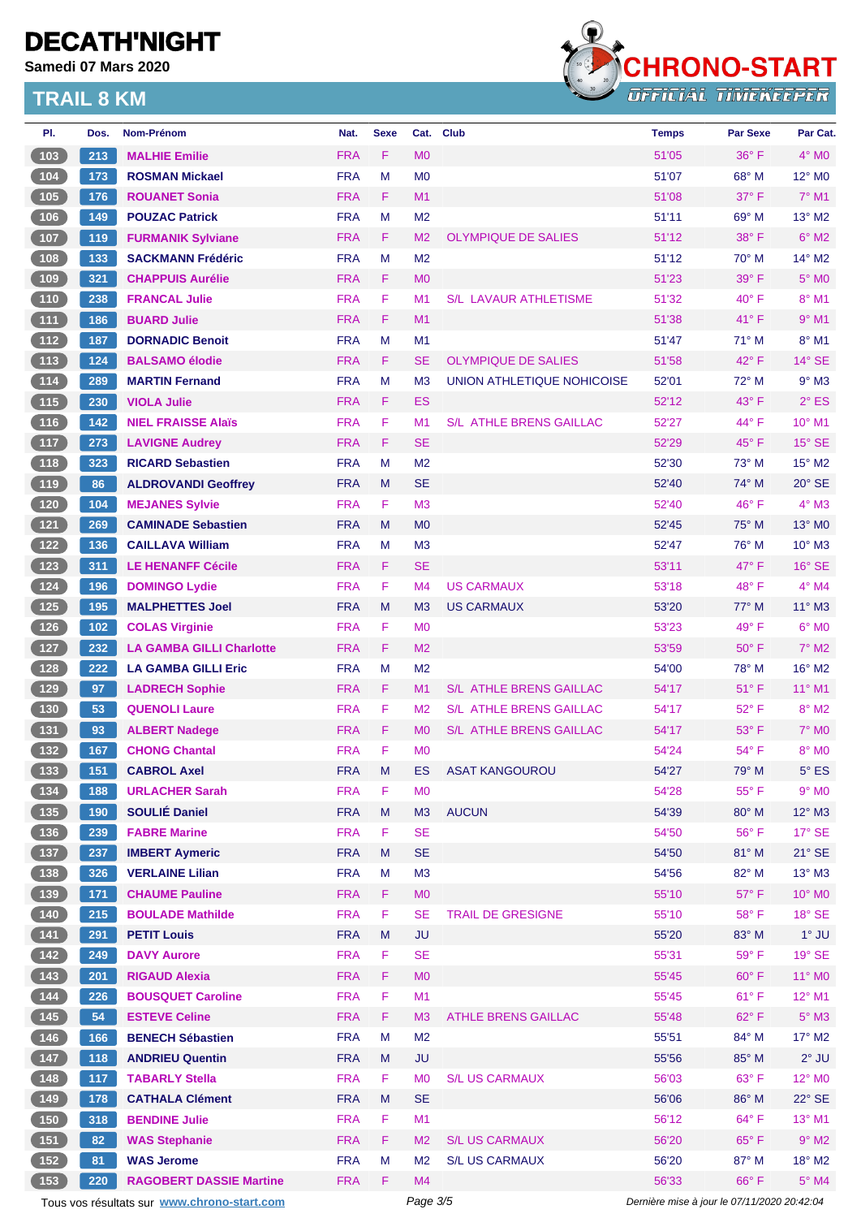# DECATH'NIGHT

**Samedi 07 Mars 2020**

## TRAIL 8 KM

| Pl. | Dos. | Nom-Prénom | Nat. | Sexe | Cat. | Club | Temps | Par Sexe | Par Cat. |
|---|---|---|---|---|---|---|---|---|---|
| 103 | 213 | MALHIE Emilie | FRA | F | M0 | | 51'05 | 36° F | 4° M0 |
| 104 | 173 | ROSMAN Mickael | FRA | M | M0 | | 51'07 | 68° M | 12° M0 |
| 105 | 176 | ROUANET Sonia | FRA | F | M1 | | 51'08 | 37° F | 7° M1 |
| 106 | 149 | POUZAC Patrick | FRA | M | M2 | | 51'11 | 69° M | 13° M2 |
| 107 | 119 | FURMANIK Sylviane | FRA | F | M2 | OLYMPIQUE DE SALIES | 51'12 | 38° F | 6° M2 |
| 108 | 133 | SACKMANN Frédéric | FRA | M | M2 | | 51'12 | 70° M | 14° M2 |
| 109 | 321 | CHAPPUIS Aurélie | FRA | F | M0 | | 51'23 | 39° F | 5° M0 |
| 110 | 238 | FRANCAL Julie | FRA | F | M1 | S/L LAVAUR ATHLETISME | 51'32 | 40° F | 8° M1 |
| 111 | 186 | BUARD Julie | FRA | F | M1 | | 51'38 | 41° F | 9° M1 |
| 112 | 187 | DORNADIC Benoit | FRA | M | M1 | | 51'47 | 71° M | 8° M1 |
| 113 | 124 | BALSAMO élodie | FRA | F | SE | OLYMPIQUE DE SALIES | 51'58 | 42° F | 14° SE |
| 114 | 289 | MARTIN Fernand | FRA | M | M3 | UNION ATHLETIQUE NOHICOISE | 52'01 | 72° M | 9° M3 |
| 115 | 230 | VIOLA Julie | FRA | F | ES | | 52'12 | 43° F | 2° ES |
| 116 | 142 | NIEL FRAISSE Alaïs | FRA | F | M1 | S/L ATHLE BRENS GAILLAC | 52'27 | 44° F | 10° M1 |
| 117 | 273 | LAVIGNE Audrey | FRA | F | SE | | 52'29 | 45° F | 15° SE |
| 118 | 323 | RICARD Sebastien | FRA | M | M2 | | 52'30 | 73° M | 15° M2 |
| 119 | 86 | ALDROVANDI Geoffrey | FRA | M | SE | | 52'40 | 74° M | 20° SE |
| 120 | 104 | MEJANES Sylvie | FRA | F | M3 | | 52'40 | 46° F | 4° M3 |
| 121 | 269 | CAMINADE Sebastien | FRA | M | M0 | | 52'45 | 75° M | 13° M0 |
| 122 | 136 | CAILLAVA William | FRA | M | M3 | | 52'47 | 76° M | 10° M3 |
| 123 | 311 | LE HENANFF Cécile | FRA | F | SE | | 53'11 | 47° F | 16° SE |
| 124 | 196 | DOMINGO Lydie | FRA | F | M4 | US CARMAUX | 53'18 | 48° F | 4° M4 |
| 125 | 195 | MALPHETTES Joel | FRA | M | M3 | US CARMAUX | 53'20 | 77° M | 11° M3 |
| 126 | 102 | COLAS Virginie | FRA | F | M0 | | 53'23 | 49° F | 6° M0 |
| 127 | 232 | LA GAMBA GILLI Charlotte | FRA | F | M2 | | 53'59 | 50° F | 7° M2 |
| 128 | 222 | LA GAMBA GILLI Eric | FRA | M | M2 | | 54'00 | 78° M | 16° M2 |
| 129 | 97 | LADRECH Sophie | FRA | F | M1 | S/L ATHLE BRENS GAILLAC | 54'17 | 51° F | 11° M1 |
| 130 | 53 | QUENOLI Laure | FRA | F | M2 | S/L ATHLE BRENS GAILLAC | 54'17 | 52° F | 8° M2 |
| 131 | 93 | ALBERT Nadege | FRA | F | M0 | S/L ATHLE BRENS GAILLAC | 54'17 | 53° F | 7° M0 |
| 132 | 167 | CHONG Chantal | FRA | F | M0 | | 54'24 | 54° F | 8° M0 |
| 133 | 151 | CABROL Axel | FRA | M | ES | ASAT KANGOUROU | 54'27 | 79° M | 5° ES |
| 134 | 188 | URLACHER Sarah | FRA | F | M0 | | 54'28 | 55° F | 9° M0 |
| 135 | 190 | SOULIÉ Daniel | FRA | M | M3 | AUCUN | 54'39 | 80° M | 12° M3 |
| 136 | 239 | FABRE Marine | FRA | F | SE | | 54'50 | 56° F | 17° SE |
| 137 | 237 | IMBERT Aymeric | FRA | M | SE | | 54'50 | 81° M | 21° SE |
| 138 | 326 | VERLAINE Lilian | FRA | M | M3 | | 54'56 | 82° M | 13° M3 |
| 139 | 171 | CHAUME Pauline | FRA | F | M0 | | 55'10 | 57° F | 10° M0 |
| 140 | 215 | BOULADE Mathilde | FRA | F | SE | TRAIL DE GRESIGNE | 55'10 | 58° F | 18° SE |
| 141 | 291 | PETIT Louis | FRA | M | JU | | 55'20 | 83° M | 1° JU |
| 142 | 249 | DAVY Aurore | FRA | F | SE | | 55'31 | 59° F | 19° SE |
| 143 | 201 | RIGAUD Alexia | FRA | F | M0 | | 55'45 | 60° F | 11° M0 |
| 144 | 226 | BOUSQUET Caroline | FRA | F | M1 | | 55'45 | 61° F | 12° M1 |
| 145 | 54 | ESTEVE Celine | FRA | F | M3 | ATHLE BRENS GAILLAC | 55'48 | 62° F | 5° M3 |
| 146 | 166 | BENECH Sébastien | FRA | M | M2 | | 55'51 | 84° M | 17° M2 |
| 147 | 118 | ANDRIEU Quentin | FRA | M | JU | | 55'56 | 85° M | 2° JU |
| 148 | 117 | TABARLY Stella | FRA | F | M0 | S/L US CARMAUX | 56'03 | 63° F | 12° M0 |
| 149 | 178 | CATHALA Clément | FRA | M | SE | | 56'06 | 86° M | 22° SE |
| 150 | 318 | BENDINE Julie | FRA | F | M1 | | 56'12 | 64° F | 13° M1 |
| 151 | 82 | WAS Stephanie | FRA | F | M2 | S/L US CARMAUX | 56'20 | 65° F | 9° M2 |
| 152 | 81 | WAS Jerome | FRA | M | M2 | S/L US CARMAUX | 56'20 | 87° M | 18° M2 |
| 153 | 220 | RAGOBERT DASSIE Martine | FRA | F | M4 | | 56'33 | 66° F | 5° M4 |

Tous vos résultats sur www.chrono-start.com

*Dernière mise à jour le 07/11/2020 20:42:04*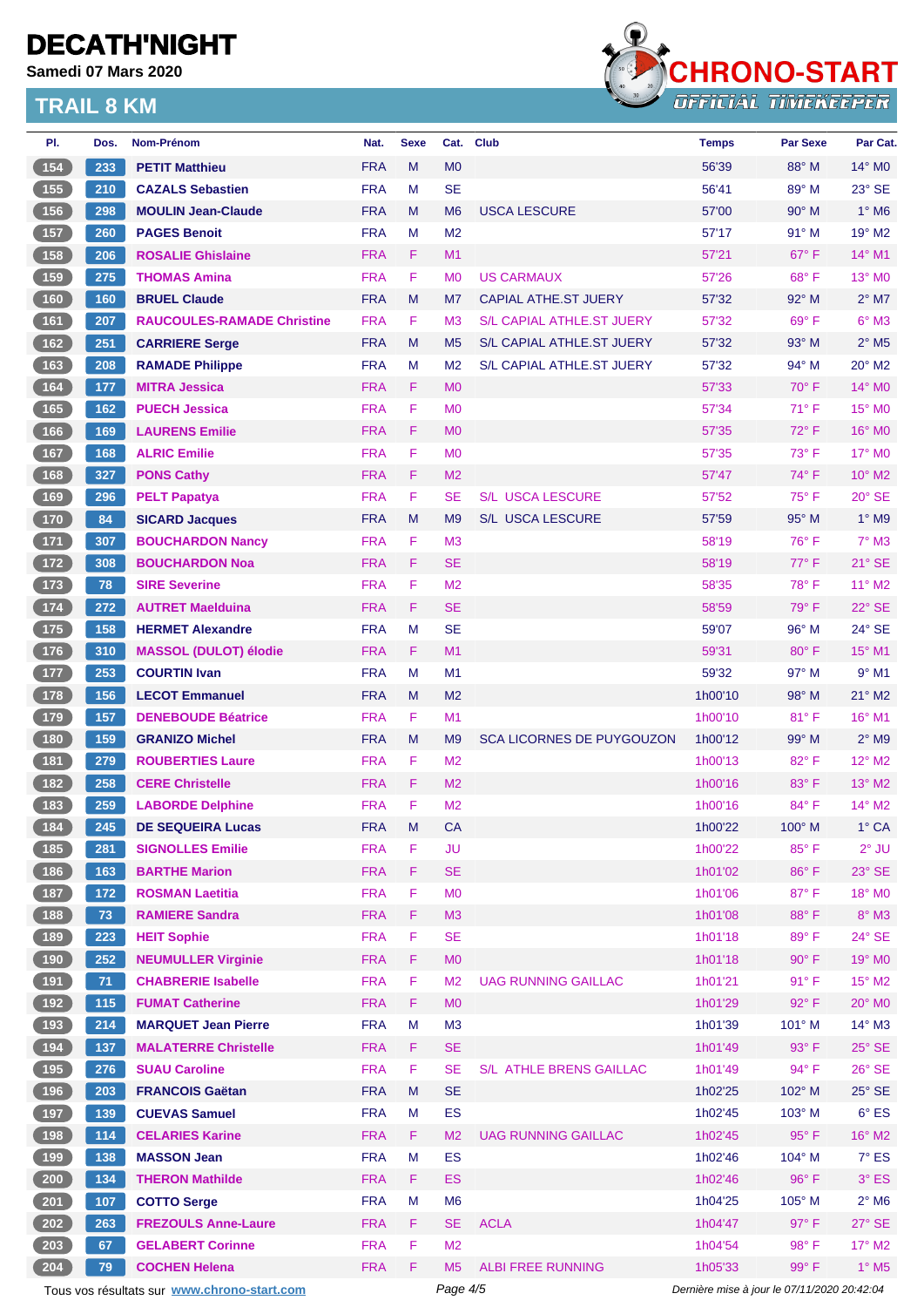# DECATH'NIGHT

**Samedi 07 Mars 2020**

## TRAIL 8 KM

CHRONO-START OFFICIAL TIMEKEEPER

| Pl. | Dos. | Nom-Prénom | Nat. | Sexe | Cat. | Club | Temps | Par Sexe | Par Cat. |
|---|---|---|---|---|---|---|---|---|---|
| 154 | 233 | PETIT Matthieu | FRA | M | M0 | | 56'39 | 88° M | 14° M0 |
| 155 | 210 | CAZALS Sebastien | FRA | M | SE | | 56'41 | 89° M | 23° SE |
| 156 | 298 | MOULIN Jean-Claude | FRA | M | M6 | USCA LESCURE | 57'00 | 90° M | 1° M6 |
| 157 | 260 | PAGES Benoit | FRA | M | M2 | | 57'17 | 91° M | 19° M2 |
| 158 | 206 | ROSALIE Ghislaine | FRA | F | M1 | | 57'21 | 67° F | 14° M1 |
| 159 | 275 | THOMAS Amina | FRA | F | M0 | US CARMAUX | 57'26 | 68° F | 13° M0 |
| 160 | 160 | BRUEL Claude | FRA | M | M7 | CAPIAL ATHE.ST JUERY | 57'32 | 92° M | 2° M7 |
| 161 | 207 | RAUCOULES-RAMADE Christine | FRA | F | M3 | S/L CAPIAL ATHLE.ST JUERY | 57'32 | 69° F | 6° M3 |
| 162 | 251 | CARRIERE Serge | FRA | M | M5 | S/L CAPIAL ATHLE.ST JUERY | 57'32 | 93° M | 2° M5 |
| 163 | 208 | RAMADE Philippe | FRA | M | M2 | S/L CAPIAL ATHLE.ST JUERY | 57'32 | 94° M | 20° M2 |
| 164 | 177 | MITRA Jessica | FRA | F | M0 | | 57'33 | 70° F | 14° M0 |
| 165 | 162 | PUECH Jessica | FRA | F | M0 | | 57'34 | 71° F | 15° M0 |
| 166 | 169 | LAURENS Emilie | FRA | F | M0 | | 57'35 | 72° F | 16° M0 |
| 167 | 168 | ALRIC Emilie | FRA | F | M0 | | 57'35 | 73° F | 17° M0 |
| 168 | 327 | PONS Cathy | FRA | F | M2 | | 57'47 | 74° F | 10° M2 |
| 169 | 296 | PELT Papatya | FRA | F | SE | S/L USCA LESCURE | 57'52 | 75° F | 20° SE |
| 170 | 84 | SICARD Jacques | FRA | M | M9 | S/L USCA LESCURE | 57'59 | 95° M | 1° M9 |
| 171 | 307 | BOUCHARDON Nancy | FRA | F | M3 | | 58'19 | 76° F | 7° M3 |
| 172 | 308 | BOUCHARDON Noa | FRA | F | SE | | 58'19 | 77° F | 21° SE |
| 173 | 78 | SIRE Severine | FRA | F | M2 | | 58'35 | 78° F | 11° M2 |
| 174 | 272 | AUTRET Maelduina | FRA | F | SE | | 58'59 | 79° F | 22° SE |
| 175 | 158 | HERMET Alexandre | FRA | M | SE | | 59'07 | 96° M | 24° SE |
| 176 | 310 | MASSOL (DULOT) élodie | FRA | F | M1 | | 59'31 | 80° F | 15° M1 |
| 177 | 253 | COURTIN Ivan | FRA | M | M1 | | 59'32 | 97° M | 9° M1 |
| 178 | 156 | LECOT Emmanuel | FRA | M | M2 | | 1h00'10 | 98° M | 21° M2 |
| 179 | 157 | DENEBOUDE Béatrice | FRA | F | M1 | | 1h00'10 | 81° F | 16° M1 |
| 180 | 159 | GRANIZO Michel | FRA | M | M9 | SCA LICORNES DE PUYGOUZON | 1h00'12 | 99° M | 2° M9 |
| 181 | 279 | ROUBERTIES Laure | FRA | F | M2 | | 1h00'13 | 82° F | 12° M2 |
| 182 | 258 | CERE Christelle | FRA | F | M2 | | 1h00'16 | 83° F | 13° M2 |
| 183 | 259 | LABORDE Delphine | FRA | F | M2 | | 1h00'16 | 84° F | 14° M2 |
| 184 | 245 | DE SEQUEIRA Lucas | FRA | M | CA | | 1h00'22 | 100° M | 1° CA |
| 185 | 281 | SIGNOLLES Emilie | FRA | F | JU | | 1h00'22 | 85° F | 2° JU |
| 186 | 163 | BARTHE Marion | FRA | F | SE | | 1h01'02 | 86° F | 23° SE |
| 187 | 172 | ROSMAN Laetitia | FRA | F | M0 | | 1h01'06 | 87° F | 18° M0 |
| 188 | 73 | RAMIERE Sandra | FRA | F | M3 | | 1h01'08 | 88° F | 8° M3 |
| 189 | 223 | HEIT Sophie | FRA | F | SE | | 1h01'18 | 89° F | 24° SE |
| 190 | 252 | NEUMULLER Virginie | FRA | F | M0 | | 1h01'18 | 90° F | 19° M0 |
| 191 | 71 | CHABRERIE Isabelle | FRA | F | M2 | UAG RUNNING GAILLAC | 1h01'21 | 91° F | 15° M2 |
| 192 | 115 | FUMAT Catherine | FRA | F | M0 | | 1h01'29 | 92° F | 20° M0 |
| 193 | 214 | MARQUET Jean Pierre | FRA | M | M3 | | 1h01'39 | 101° M | 14° M3 |
| 194 | 137 | MALATERRE Christelle | FRA | F | SE | | 1h01'49 | 93° F | 25° SE |
| 195 | 276 | SUAU Caroline | FRA | F | SE | S/L ATHLE BRENS GAILLAC | 1h01'49 | 94° F | 26° SE |
| 196 | 203 | FRANCOIS Gaëtan | FRA | M | SE | | 1h02'25 | 102° M | 25° SE |
| 197 | 139 | CUEVAS Samuel | FRA | M | ES | | 1h02'45 | 103° M | 6° ES |
| 198 | 114 | CELARIES Karine | FRA | F | M2 | UAG RUNNING GAILLAC | 1h02'45 | 95° F | 16° M2 |
| 199 | 138 | MASSON Jean | FRA | M | ES | | 1h02'46 | 104° M | 7° ES |
| 200 | 134 | THERON Mathilde | FRA | F | ES | | 1h02'46 | 96° F | 3° ES |
| 201 | 107 | COTTO Serge | FRA | M | M6 | | 1h04'25 | 105° M | 2° M6 |
| 202 | 263 | FREZOULS Anne-Laure | FRA | F | SE | ACLA | 1h04'47 | 97° F | 27° SE |
| 203 | 67 | GELABERT Corinne | FRA | F | M2 | | 1h04'54 | 98° F | 17° M2 |
| 204 | 79 | COCHEN Helena | FRA | F | M5 | ALBI FREE RUNNING | 1h05'33 | 99° F | 1° M5 |

Tous vos résultats sur www.chrono-start.com

*Dernière mise à jour le 07/11/2020 20:42:04*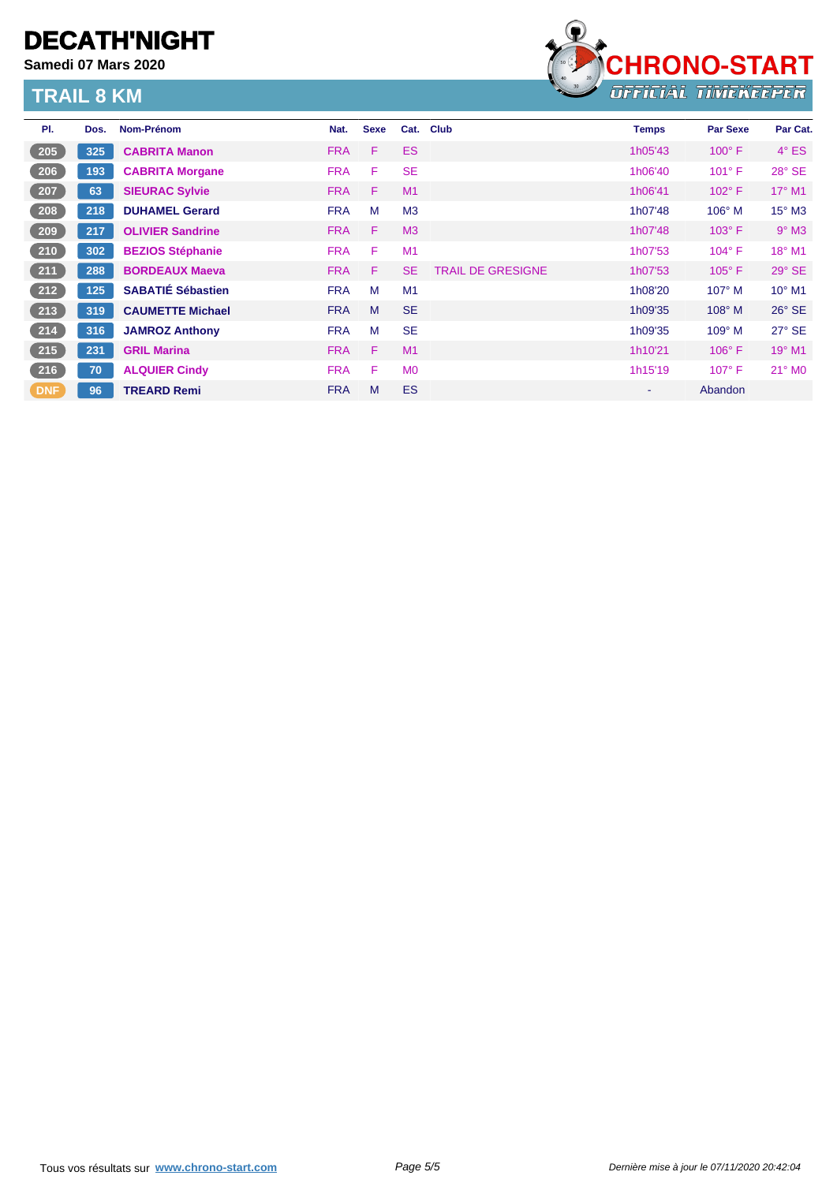# DECATH'NIGHT

**Samedi 07 Mars 2020**

## TRAIL 8 KM

| Pl. | Dos. | Nom-Prénom | Nat. | Sexe | Cat. | Club | Temps | Par Sexe | Par Cat. |
|---|---|---|---|---|---|---|---|---|---|
| 205 | 325 | **CABRITA Manon** | FRA | F | ES | | 1h05'43 | 100° F | 4° ES |
| 206 | 193 | **CABRITA Morgane** | FRA | F | SE | | 1h06'40 | 101° F | 28° SE |
| 207 | 63 | **SIEURAC Sylvie** | FRA | F | M1 | | 1h06'41 | 102° F | 17° M1 |
| 208 | 218 | **DUHAMEL Gerard** | FRA | M | M3 | | 1h07'48 | 106° M | 15° M3 |
| 209 | 217 | **OLIVIER Sandrine** | FRA | F | M3 | | 1h07'48 | 103° F | 9° M3 |
| 210 | 302 | **BEZIOS Stéphanie** | FRA | F | M1 | | 1h07'53 | 104° F | 18° M1 |
| 211 | 288 | **BORDEAUX Maeva** | FRA | F | SE | TRAIL DE GRESIGNE | 1h07'53 | 105° F | 29° SE |
| 212 | 125 | **SABATIÉ Sébastien** | FRA | M | M1 | | 1h08'20 | 107° M | 10° M1 |
| 213 | 319 | **CAUMETTE Michael** | FRA | M | SE | | 1h09'35 | 108° M | 26° SE |
| 214 | 316 | **JAMROZ Anthony** | FRA | M | SE | | 1h09'35 | 109° M | 27° SE |
| 215 | 231 | **GRIL Marina** | FRA | F | M1 | | 1h10'21 | 106° F | 19° M1 |
| 216 | 70 | **ALQUIER Cindy** | FRA | F | M0 | | 1h15'19 | 107° F | 21° M0 |
| DNF | 96 | **TREARD Remi** | FRA | M | ES | | - | Abandon | |

Tous vos résultats sur www.chrono-start.com

*Dernière mise à jour le 07/11/2020 20:42:04*